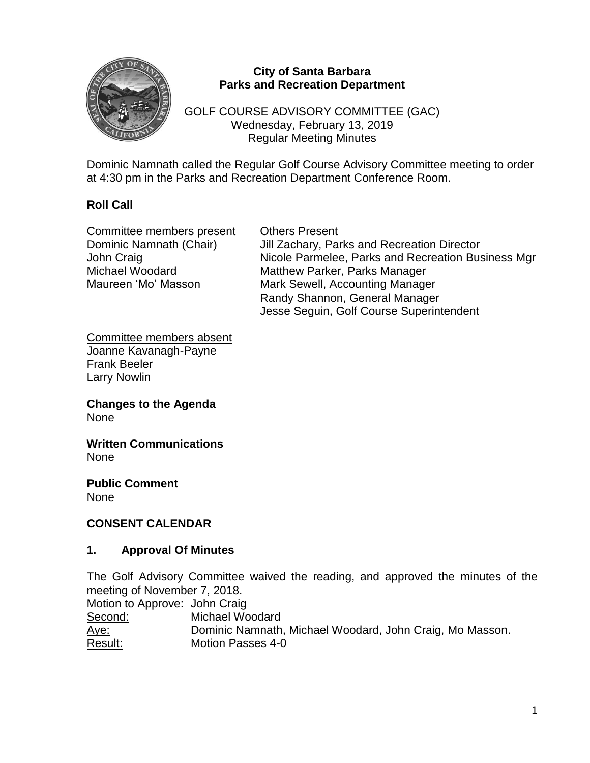**City of Santa Barbara**
**Parks and Recreation Department**

GOLF COURSE ADVISORY COMMITTEE (GAC)
Wednesday, February 13, 2019
Regular Meeting Minutes

Dominic Namnath called the Regular Golf Course Advisory Committee meeting to order at 4:30 pm in the Parks and Recreation Department Conference Room.

## Roll Call

| Committee members present | Others Present |
|---|---|
| Dominic Namnath (Chair) | Jill Zachary, Parks and Recreation Director |
| John Craig | Nicole Parmelee, Parks and Recreation Business Mgr |
| Michael Woodard | Matthew Parker, Parks Manager |
| Maureen 'Mo' Masson | Mark Sewell, Accounting Manager |
| | Randy Shannon, General Manager |
| | Jesse Seguin, Golf Course Superintendent |

Committee members absent
Joanne Kavanagh-Payne
Frank Beeler
Larry Nowlin

**Changes to the Agenda**
None

**Written Communications**
None

**Public Comment**
None

## CONSENT CALENDAR

### 1. Approval Of Minutes

The Golf Advisory Committee waived the reading, and approved the minutes of the meeting of November 7, 2018.

Motion to Approve: John Craig
Second: Michael Woodard
Aye: Dominic Namnath, Michael Woodard, John Craig, Mo Masson.
Result: Motion Passes 4-0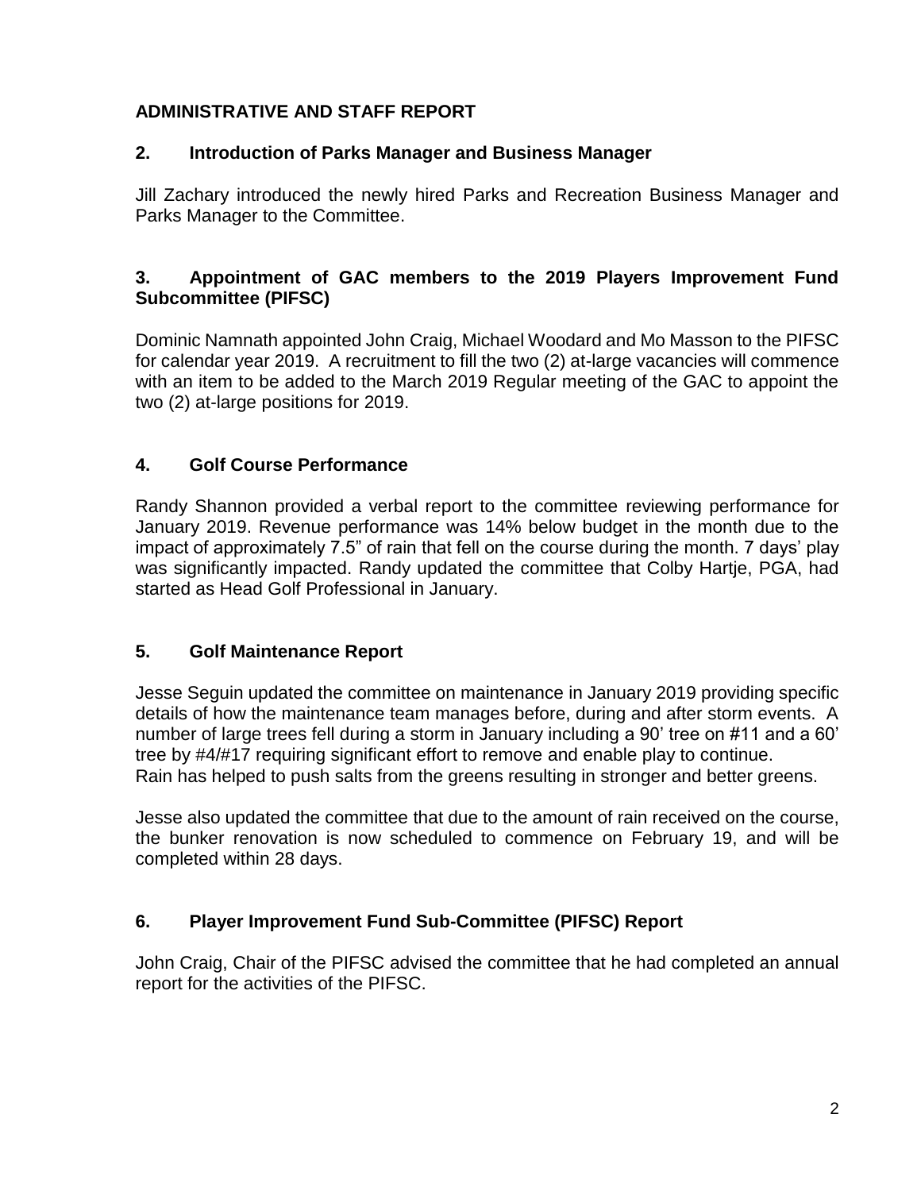**ADMINISTRATIVE AND STAFF REPORT**

## 2. Introduction of Parks Manager and Business Manager

Jill Zachary introduced the newly hired Parks and Recreation Business Manager and Parks Manager to the Committee.

## 3. Appointment of GAC members to the 2019 Players Improvement Fund Subcommittee (PIFSC)

Dominic Namnath appointed John Craig, Michael Woodard and Mo Masson to the PIFSC for calendar year 2019. A recruitment to fill the two (2) at-large vacancies will commence with an item to be added to the March 2019 Regular meeting of the GAC to appoint the two (2) at-large positions for 2019.

## 4. Golf Course Performance

Randy Shannon provided a verbal report to the committee reviewing performance for January 2019. Revenue performance was 14% below budget in the month due to the impact of approximately 7.5" of rain that fell on the course during the month. 7 days' play was significantly impacted. Randy updated the committee that Colby Hartje, PGA, had started as Head Golf Professional in January.

## 5. Golf Maintenance Report

Jesse Seguin updated the committee on maintenance in January 2019 providing specific details of how the maintenance team manages before, during and after storm events. A number of large trees fell during a storm in January including a 90' tree on #11 and a 60' tree by #4/#17 requiring significant effort to remove and enable play to continue.
Rain has helped to push salts from the greens resulting in stronger and better greens.

Jesse also updated the committee that due to the amount of rain received on the course, the bunker renovation is now scheduled to commence on February 19, and will be completed within 28 days.

## 6. Player Improvement Fund Sub-Committee (PIFSC) Report

John Craig, Chair of the PIFSC advised the committee that he had completed an annual report for the activities of the PIFSC.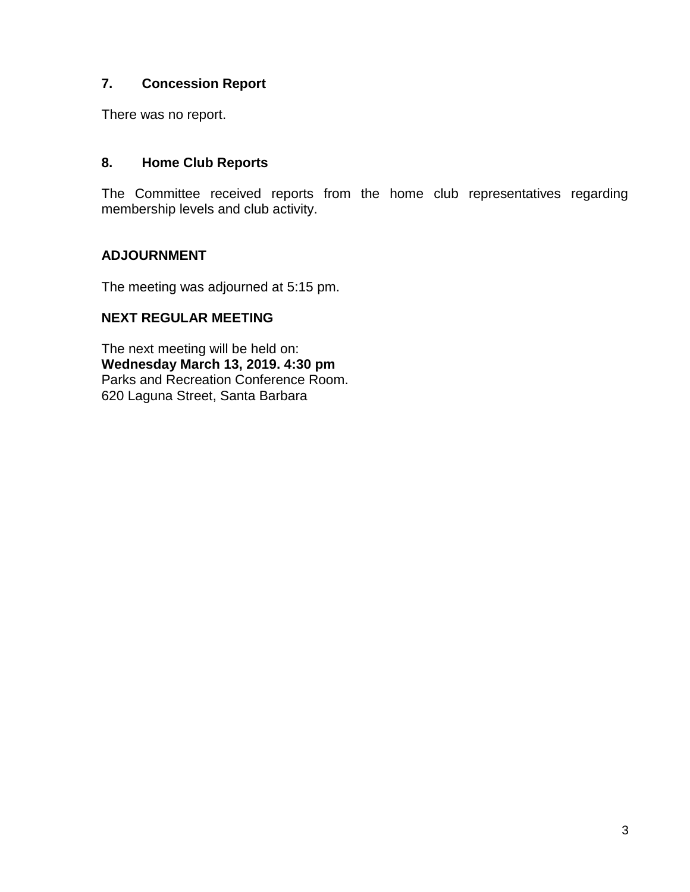## 7. Concession Report

There was no report.

## 8. Home Club Reports

The Committee received reports from the home club representatives regarding membership levels and club activity.

## ADJOURNMENT

The meeting was adjourned at 5:15 pm.

## NEXT REGULAR MEETING

The next meeting will be held on:
**Wednesday March 13, 2019. 4:30 pm**
Parks and Recreation Conference Room.
620 Laguna Street, Santa Barbara